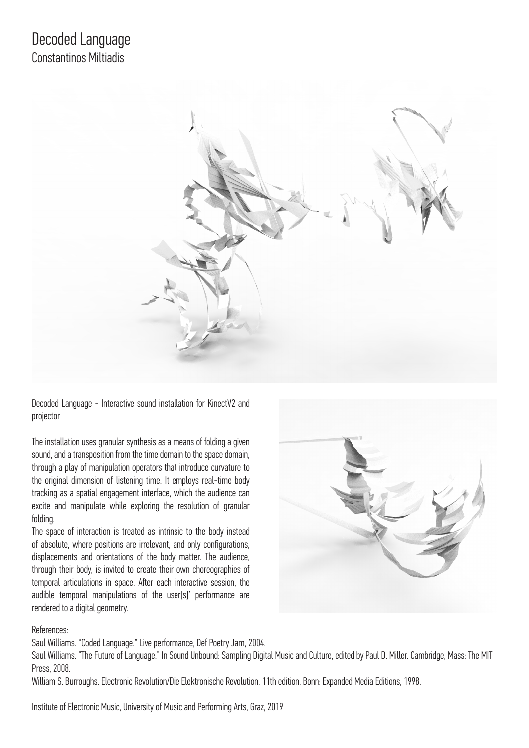# Decoded Language

## Constantinos Miltiadis

Decoded Language - Interactive sound installation for KinectV2 and projector

The installation uses granular synthesis as a means of folding a given sound, and a transposition from the time domain to the space domain, through a play of manipulation operators that introduce curvature to the original dimension of listening time. It employs real-time body tracking as a spatial engagement interface, which the audience can excite and manipulate while exploring the resolution of granular folding.

The space of interaction is treated as intrinsic to the body instead of absolute, where positions are irrelevant, and only configurations, displacements and orientations of the body matter. The audience, through their body, is invited to create their own choreographies of temporal articulations in space. After each interactive session, the audible temporal manipulations of the user[s]' performance are rendered to a digital geometry.

References:

Saul Williams. "Coded Language." Live performance, Def Poetry Jam, 2004.

Saul Williams. "The Future of Language." In Sound Unbound: Sampling Digital Music and Culture, edited by Paul D. Miller. Cambridge, Mass: The MIT Press, 2008.

William S. Burroughs. Electronic Revolution/Die Elektronische Revolution. 11th edition. Bonn: Expanded Media Editions, 1998.

Institute of Electronic Music, University of Music and Performing Arts, Graz, 2019